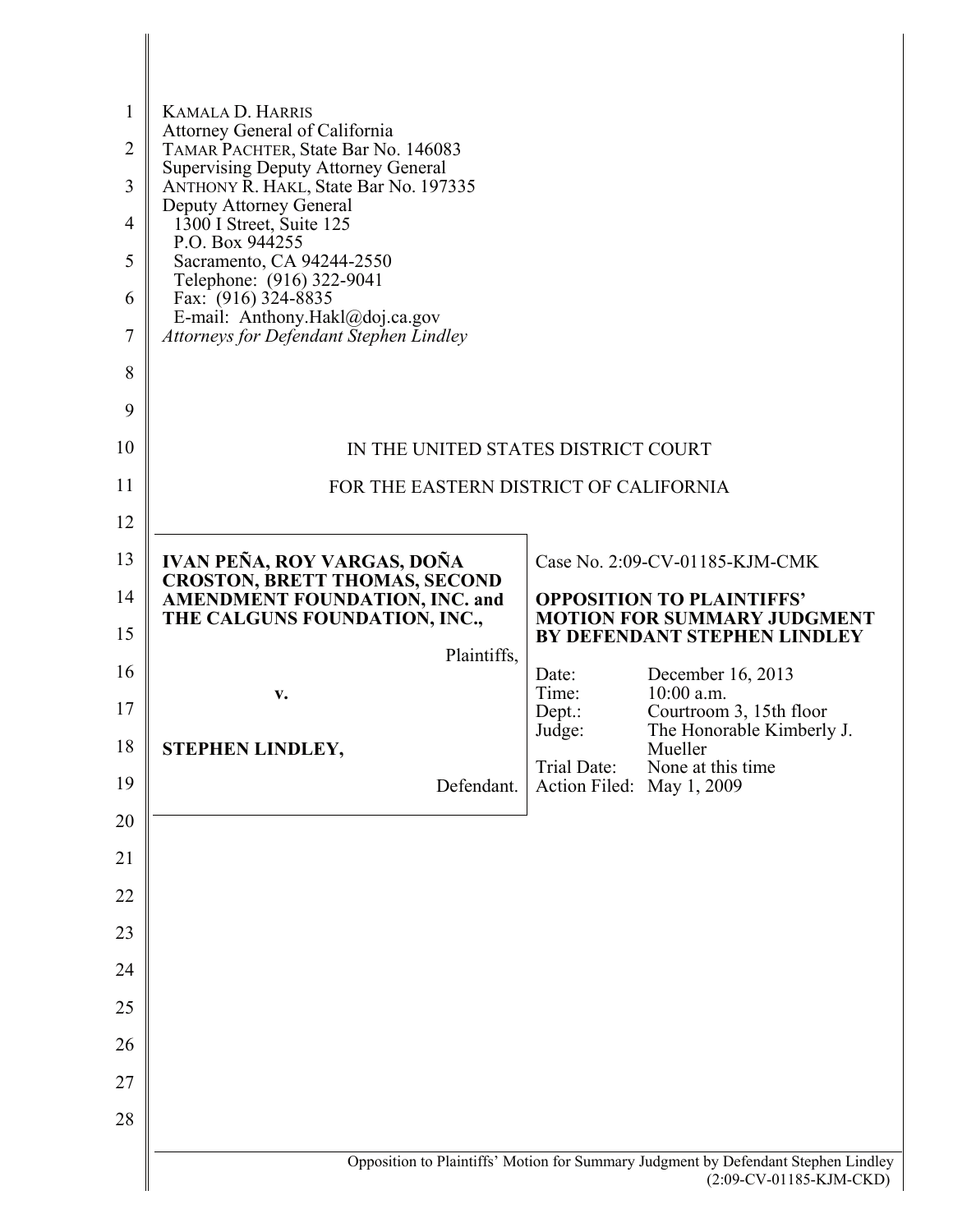KAMALA D. HARRIS
Attorney General of California
TAMAR PACHTER, State Bar No. 146083
Supervising Deputy Attorney General
ANTHONY R. HAKL, State Bar No. 197335
Deputy Attorney General
1300 I Street, Suite 125
P.O. Box 944255
Sacramento, CA 94244-2550
Telephone: (916) 322-9041
Fax: (916) 324-8835
E-mail: Anthony.Hakl@doj.ca.gov
*Attorneys for Defendant Stephen Lindley*

IN THE UNITED STATES DISTRICT COURT

FOR THE EASTERN DISTRICT OF CALIFORNIA

**IVAN PEÑA, ROY VARGAS, DOÑA CROSTON, BRETT THOMAS, SECOND AMENDMENT FOUNDATION, INC. and THE CALGUNS FOUNDATION, INC.,**

Plaintiffs,

**v.**

**STEPHEN LINDLEY,**

Defendant.

Case No. 2:09-CV-01185-KJM-CMK

**OPPOSITION TO PLAINTIFFS' MOTION FOR SUMMARY JUDGMENT BY DEFENDANT STEPHEN LINDLEY**

| | |
|---|---|
| Date: | December 16, 2013 |
| Time: | 10:00 a.m. |
| Dept.: | Courtroom 3, 15th floor |
| Judge: | The Honorable Kimberly J. Mueller |
| Trial Date: | None at this time |
| Action Filed: | May 1, 2009 |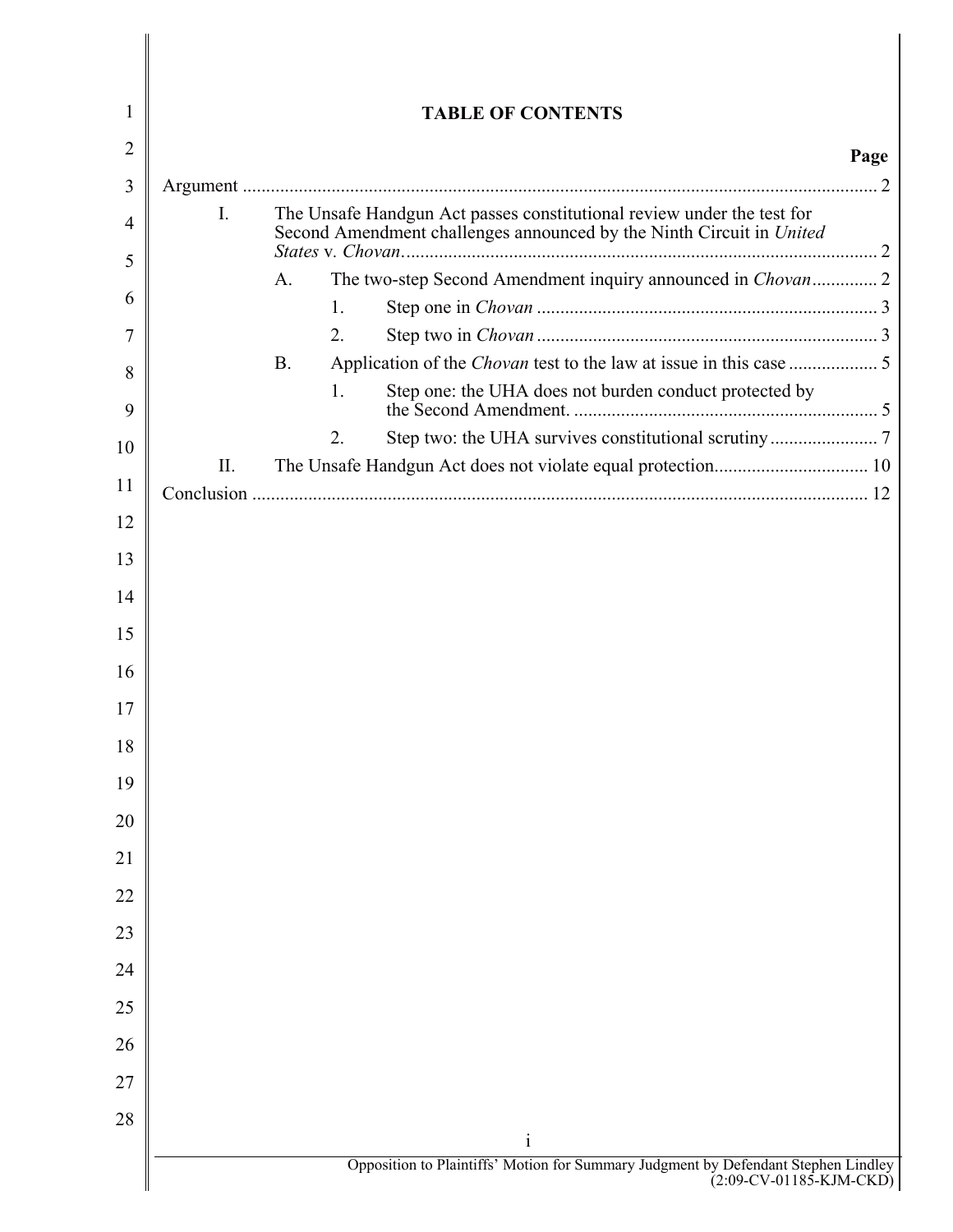# TABLE OF CONTENTS

| | Page |
|---|---|
| Argument | 2 |
| I. The Unsafe Handgun Act passes constitutional review under the test for Second Amendment challenges announced by the Ninth Circuit in *United States* v. *Chovan* | 2 |
| A. The two-step Second Amendment inquiry announced in *Chovan* | 2 |
| 1. Step one in *Chovan* | 3 |
| 2. Step two in *Chovan* | 3 |
| B. Application of the *Chovan* test to the law at issue in this case | 5 |
| 1. Step one: the UHA does not burden conduct protected by the Second Amendment. | 5 |
| 2. Step two: the UHA survives constitutional scrutiny | 7 |
| II. The Unsafe Handgun Act does not violate equal protection. | 10 |
| Conclusion | 12 |

Opposition to Plaintiffs' Motion for Summary Judgment by Defendant Stephen Lindley (2:09-CV-01185-KJM-CKD)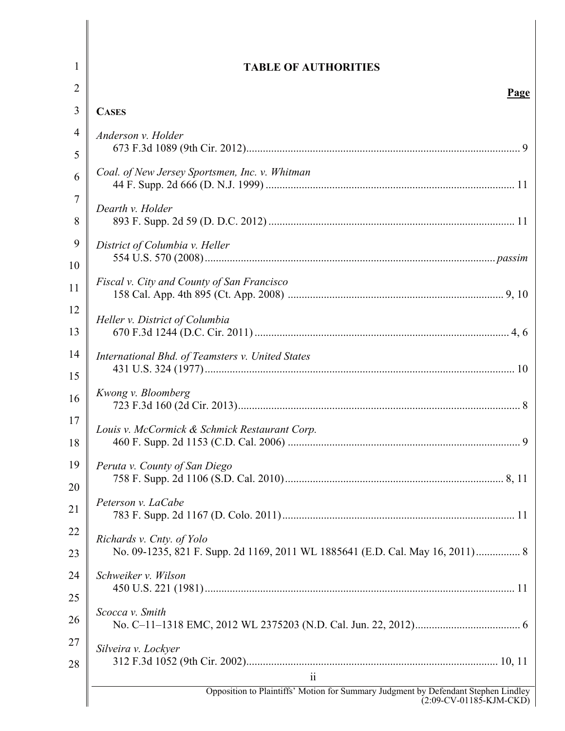# TABLE OF AUTHORITIES

**Page**

**CASES**

*Anderson v. Holder*
673 F.3d 1089 (9th Cir. 2012) ........ 9

*Coal. of New Jersey Sportsmen, Inc. v. Whitman*
44 F. Supp. 2d 666 (D. N.J. 1999) ........ 11

*Dearth v. Holder*
893 F. Supp. 2d 59 (D. D.C. 2012) ........ 11

*District of Columbia v. Heller*
554 U.S. 570 (2008) ........ *passim*

*Fiscal v. City and County of San Francisco*
158 Cal. App. 4th 895 (Ct. App. 2008) ........ 9, 10

*Heller v. District of Columbia*
670 F.3d 1244 (D.C. Cir. 2011) ........ 4, 6

*International Bhd. of Teamsters v. United States*
431 U.S. 324 (1977) ........ 10

*Kwong v. Bloomberg*
723 F.3d 160 (2d Cir. 2013) ........ 8

*Louis v. McCormick & Schmick Restaurant Corp.*
460 F. Supp. 2d 1153 (C.D. Cal. 2006) ........ 9

*Peruta v. County of San Diego*
758 F. Supp. 2d 1106 (S.D. Cal. 2010) ........ 8, 11

*Peterson v. LaCabe*
783 F. Supp. 2d 1167 (D. Colo. 2011) ........ 11

*Richards v. Cnty. of Yolo*
No. 09-1235, 821 F. Supp. 2d 1169, 2011 WL 1885641 (E.D. Cal. May 16, 2011) ........ 8

*Schweiker v. Wilson*
450 U.S. 221 (1981) ........ 11

*Scocca v. Smith*
No. C–11–1318 EMC, 2012 WL 2375203 (N.D. Cal. Jun. 22, 2012) ........ 6

*Silveira v. Lockyer*
312 F.3d 1052 (9th Cir. 2002) ........ 10, 11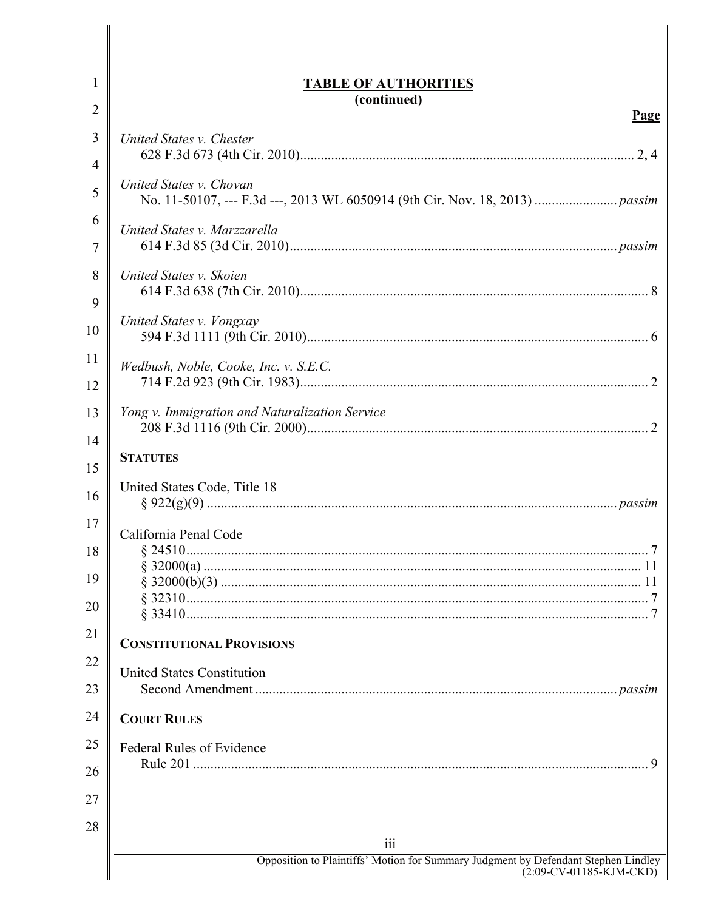## TABLE OF AUTHORITIES
**(continued)**

**Page**

*United States v. Chester*
628 F.3d 673 (4th Cir. 2010)........................................................................................ 2, 4

*United States v. Chovan*
No. 11-50107, --- F.3d ---, 2013 WL 6050914 (9th Cir. Nov. 18, 2013) ........................ *passim*

*United States v. Marzzarella*
614 F.3d 85 (3d Cir. 2010)............................................................................................. *passim*

*United States v. Skoien*
614 F.3d 638 (7th Cir. 2010)................................................................................................ 8

*United States v. Vongxay*
594 F.3d 1111 (9th Cir. 2010)................................................................................................ 6

*Wedbush, Noble, Cooke, Inc. v. S.E.C.*
714 F.2d 923 (9th Cir. 1983)................................................................................................ 2

*Yong v. Immigration and Naturalization Service*
208 F.3d 1116 (9th Cir. 2000)................................................................................................ 2

**STATUTES**

United States Code, Title 18
§ 922(g)(9) ..................................................................................................................... *passim*

California Penal Code
§ 24510............................................................................................................................ 7
§ 32000(a) ........................................................................................................................ 11
§ 32000(b)(3) .................................................................................................................... 11
§ 32310............................................................................................................................ 7
§ 33410............................................................................................................................ 7

**CONSTITUTIONAL PROVISIONS**

United States Constitution
Second Amendment ....................................................................................................... *passim*

**COURT RULES**

Federal Rules of Evidence
Rule 201 .............................................................................................................................. 9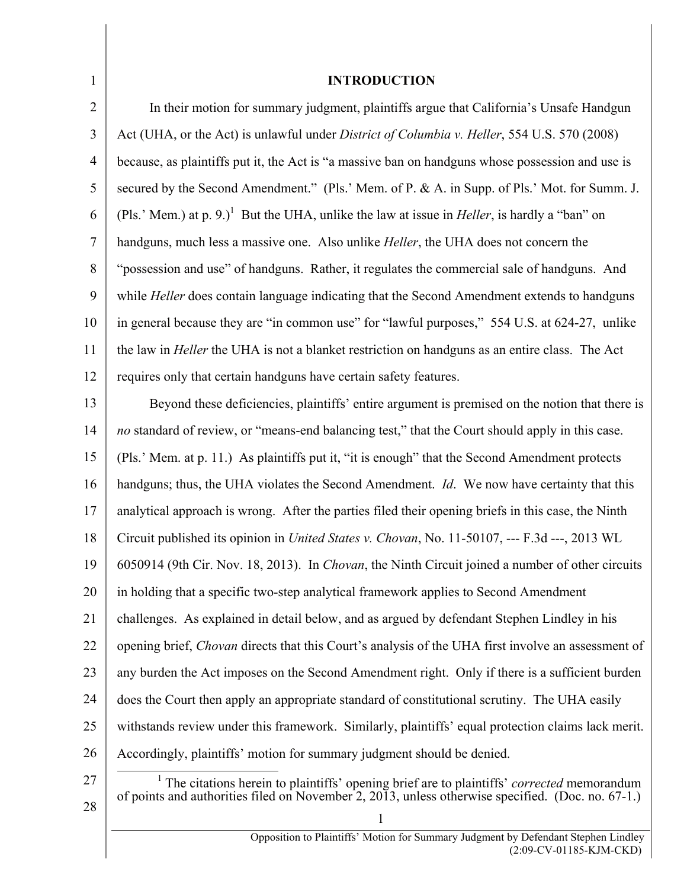## INTRODUCTION

In their motion for summary judgment, plaintiffs argue that California's Unsafe Handgun Act (UHA, or the Act) is unlawful under *District of Columbia v. Heller*, 554 U.S. 570 (2008) because, as plaintiffs put it, the Act is "a massive ban on handguns whose possession and use is secured by the Second Amendment." (Pls.' Mem. of P. & A. in Supp. of Pls.' Mot. for Summ. J. (Pls.' Mem.) at p. 9.)[1] But the UHA, unlike the law at issue in *Heller*, is hardly a "ban" on handguns, much less a massive one. Also unlike *Heller*, the UHA does not concern the "possession and use" of handguns. Rather, it regulates the commercial sale of handguns. And while *Heller* does contain language indicating that the Second Amendment extends to handguns in general because they are "in common use" for "lawful purposes," 554 U.S. at 624-27, unlike the law in *Heller* the UHA is not a blanket restriction on handguns as an entire class. The Act requires only that certain handguns have certain safety features.

Beyond these deficiencies, plaintiffs' entire argument is premised on the notion that there is *no* standard of review, or "means-end balancing test," that the Court should apply in this case. (Pls.' Mem. at p. 11.) As plaintiffs put it, "it is enough" that the Second Amendment protects handguns; thus, the UHA violates the Second Amendment. *Id*. We now have certainty that this analytical approach is wrong. After the parties filed their opening briefs in this case, the Ninth Circuit published its opinion in *United States v. Chovan*, No. 11-50107, --- F.3d ---, 2013 WL 6050914 (9th Cir. Nov. 18, 2013). In *Chovan*, the Ninth Circuit joined a number of other circuits in holding that a specific two-step analytical framework applies to Second Amendment challenges. As explained in detail below, and as argued by defendant Stephen Lindley in his opening brief, *Chovan* directs that this Court's analysis of the UHA first involve an assessment of any burden the Act imposes on the Second Amendment right. Only if there is a sufficient burden does the Court then apply an appropriate standard of constitutional scrutiny. The UHA easily withstands review under this framework. Similarly, plaintiffs' equal protection claims lack merit. Accordingly, plaintiffs' motion for summary judgment should be denied.

[1] The citations herein to plaintiffs' opening brief are to plaintiffs' *corrected* memorandum of points and authorities filed on November 2, 2013, unless otherwise specified. (Doc. no. 67-1.)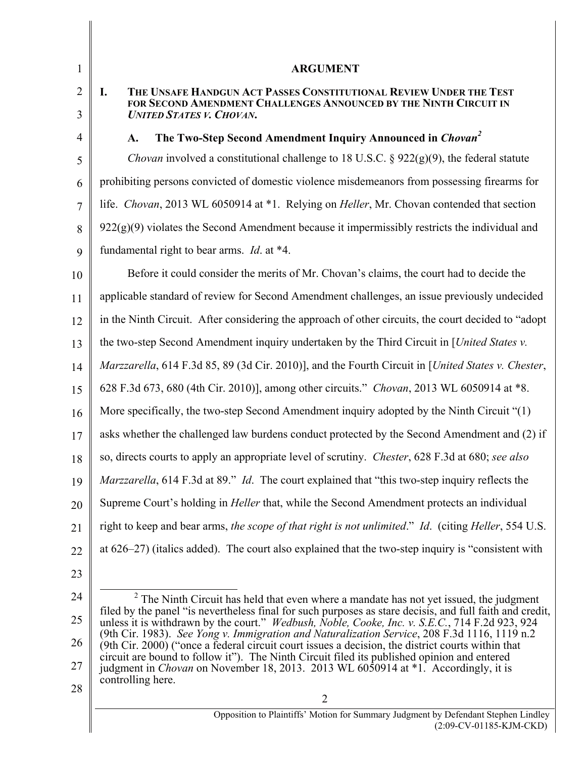## ARGUMENT

### I. THE UNSAFE HANDGUN ACT PASSES CONSTITUTIONAL REVIEW UNDER THE TEST FOR SECOND AMENDMENT CHALLENGES ANNOUNCED BY THE NINTH CIRCUIT IN *UNITED STATES V. CHOVAN*.

#### A. The Two-Step Second Amendment Inquiry Announced in *Chovan*[2]

*Chovan* involved a constitutional challenge to 18 U.S.C. § 922(g)(9), the federal statute prohibiting persons convicted of domestic violence misdemeanors from possessing firearms for life. *Chovan*, 2013 WL 6050914 at *1. Relying on *Heller*, Mr. Chovan contended that section 922(g)(9) violates the Second Amendment because it impermissibly restricts the individual and fundamental right to bear arms. *Id*. at *4.

Before it could consider the merits of Mr. Chovan's claims, the court had to decide the applicable standard of review for Second Amendment challenges, an issue previously undecided in the Ninth Circuit. After considering the approach of other circuits, the court decided to "adopt the two-step Second Amendment inquiry undertaken by the Third Circuit in [*United States v. Marzzarella*, 614 F.3d 85, 89 (3d Cir. 2010)], and the Fourth Circuit in [*United States v. Chester*, 628 F.3d 673, 680 (4th Cir. 2010)], among other circuits." *Chovan*, 2013 WL 6050914 at *8. More specifically, the two-step Second Amendment inquiry adopted by the Ninth Circuit "(1) asks whether the challenged law burdens conduct protected by the Second Amendment and (2) if so, directs courts to apply an appropriate level of scrutiny. *Chester*, 628 F.3d at 680; *see also Marzzarella*, 614 F.3d at 89." *Id*. The court explained that "this two-step inquiry reflects the Supreme Court's holding in *Heller* that, while the Second Amendment protects an individual right to keep and bear arms, *the scope of that right is not unlimited*." *Id*. (citing *Heller*, 554 U.S. at 626–27) (italics added). The court also explained that the two-step inquiry is "consistent with

---

[2] The Ninth Circuit has held that even where a mandate has not yet issued, the judgment filed by the panel "is nevertheless final for such purposes as stare decisis, and full faith and credit, unless it is withdrawn by the court." *Wedbush, Noble, Cooke, Inc. v. S.E.C.*, 714 F.2d 923, 924 (9th Cir. 1983). *See Yong v. Immigration and Naturalization Service*, 208 F.3d 1116, 1119 n.2 (9th Cir. 2000) ("once a federal circuit court issues a decision, the district courts within that circuit are bound to follow it"). The Ninth Circuit filed its published opinion and entered judgment in *Chovan* on November 18, 2013. 2013 WL 6050914 at *1. Accordingly, it is controlling here.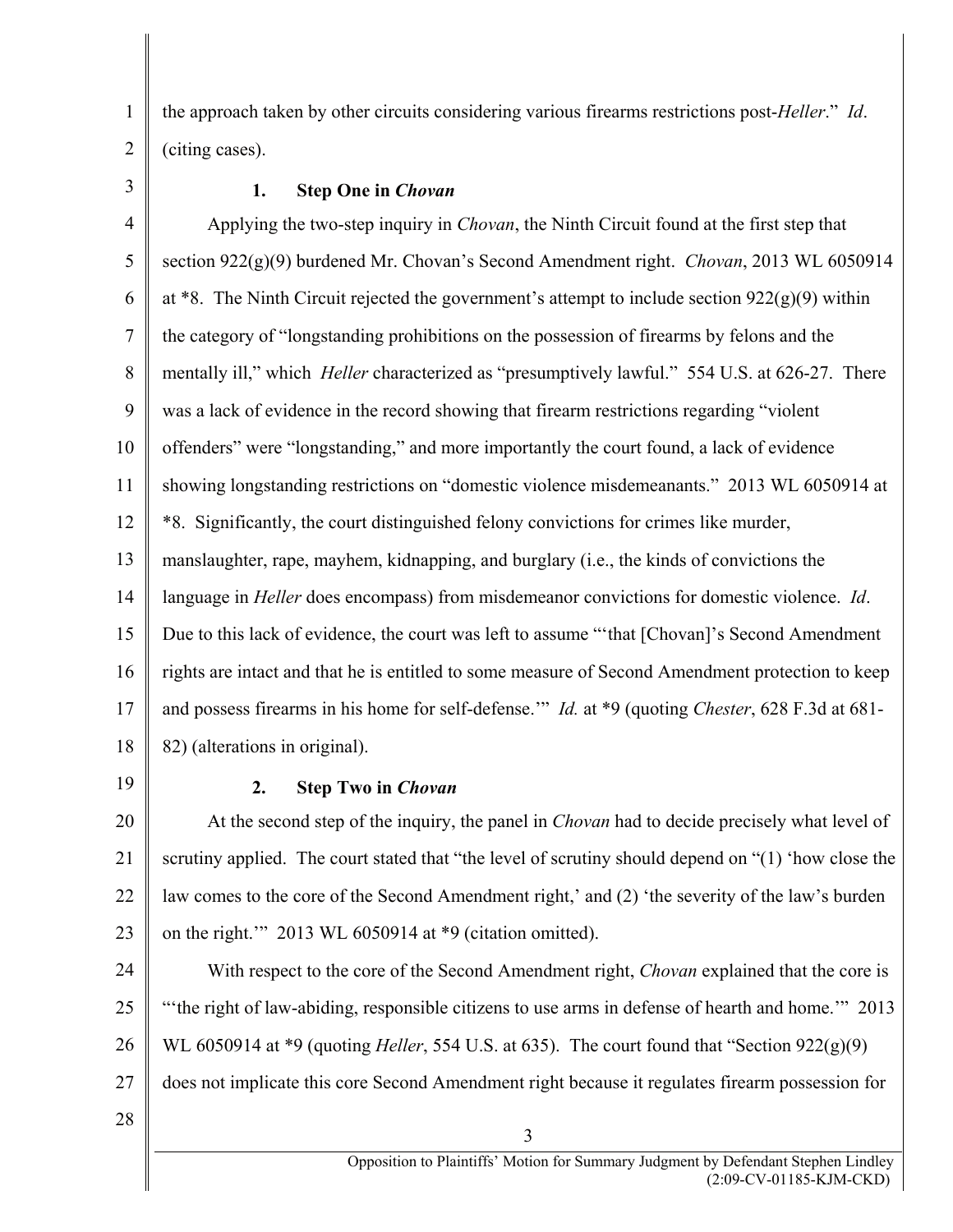the approach taken by other circuits considering various firearms restrictions post-*Heller*." *Id*. (citing cases).

### 1. Step One in *Chovan*

Applying the two-step inquiry in *Chovan*, the Ninth Circuit found at the first step that section 922(g)(9) burdened Mr. Chovan's Second Amendment right. *Chovan*, 2013 WL 6050914 at *8. The Ninth Circuit rejected the government's attempt to include section 922(g)(9) within the category of "longstanding prohibitions on the possession of firearms by felons and the mentally ill," which *Heller* characterized as "presumptively lawful." 554 U.S. at 626-27. There was a lack of evidence in the record showing that firearm restrictions regarding "violent offenders" were "longstanding," and more importantly the court found, a lack of evidence showing longstanding restrictions on "domestic violence misdemeanants." 2013 WL 6050914 at *8. Significantly, the court distinguished felony convictions for crimes like murder, manslaughter, rape, mayhem, kidnapping, and burglary (i.e., the kinds of convictions the language in *Heller* does encompass) from misdemeanor convictions for domestic violence. *Id*. Due to this lack of evidence, the court was left to assume "'that [Chovan]'s Second Amendment rights are intact and that he is entitled to some measure of Second Amendment protection to keep and possess firearms in his home for self-defense.'" *Id.* at *9 (quoting *Chester*, 628 F.3d at 681-82) (alterations in original).

### 2. Step Two in *Chovan*

At the second step of the inquiry, the panel in *Chovan* had to decide precisely what level of scrutiny applied. The court stated that "the level of scrutiny should depend on "(1) 'how close the law comes to the core of the Second Amendment right,' and (2) 'the severity of the law's burden on the right.'" 2013 WL 6050914 at *9 (citation omitted).

With respect to the core of the Second Amendment right, *Chovan* explained that the core is "'the right of law-abiding, responsible citizens to use arms in defense of hearth and home.'" 2013 WL 6050914 at *9 (quoting *Heller*, 554 U.S. at 635). The court found that "Section 922(g)(9) does not implicate this core Second Amendment right because it regulates firearm possession for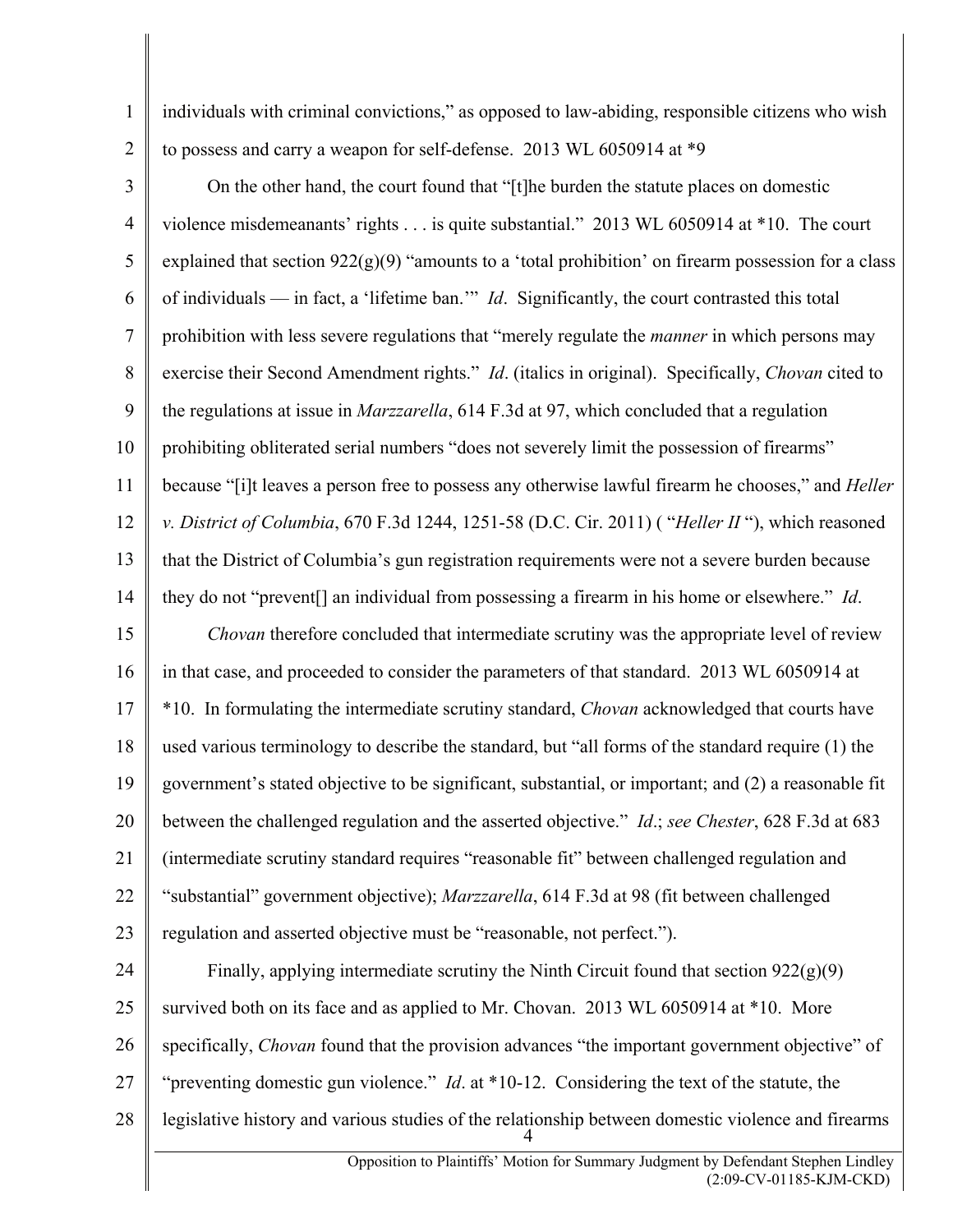individuals with criminal convictions," as opposed to law-abiding, responsible citizens who wish to possess and carry a weapon for self-defense. 2013 WL 6050914 at *9

On the other hand, the court found that "[t]he burden the statute places on domestic violence misdemeanants' rights . . . is quite substantial." 2013 WL 6050914 at *10. The court explained that section 922(g)(9) "amounts to a 'total prohibition' on firearm possession for a class of individuals — in fact, a 'lifetime ban.'" *Id*. Significantly, the court contrasted this total prohibition with less severe regulations that "merely regulate the *manner* in which persons may exercise their Second Amendment rights." *Id*. (italics in original). Specifically, *Chovan* cited to the regulations at issue in *Marzzarella*, 614 F.3d at 97, which concluded that a regulation prohibiting obliterated serial numbers "does not severely limit the possession of firearms" because "[i]t leaves a person free to possess any otherwise lawful firearm he chooses," and *Heller v. District of Columbia*, 670 F.3d 1244, 1251-58 (D.C. Cir. 2011) ( "*Heller II* "), which reasoned that the District of Columbia's gun registration requirements were not a severe burden because they do not "prevent[] an individual from possessing a firearm in his home or elsewhere." *Id*.

*Chovan* therefore concluded that intermediate scrutiny was the appropriate level of review in that case, and proceeded to consider the parameters of that standard. 2013 WL 6050914 at *10. In formulating the intermediate scrutiny standard, *Chovan* acknowledged that courts have used various terminology to describe the standard, but "all forms of the standard require (1) the government's stated objective to be significant, substantial, or important; and (2) a reasonable fit between the challenged regulation and the asserted objective." *Id*.; *see Chester*, 628 F.3d at 683 (intermediate scrutiny standard requires "reasonable fit" between challenged regulation and "substantial" government objective); *Marzzarella*, 614 F.3d at 98 (fit between challenged regulation and asserted objective must be "reasonable, not perfect.").

Finally, applying intermediate scrutiny the Ninth Circuit found that section 922(g)(9) survived both on its face and as applied to Mr. Chovan. 2013 WL 6050914 at *10. More specifically, *Chovan* found that the provision advances "the important government objective" of "preventing domestic gun violence." *Id*. at *10-12. Considering the text of the statute, the legislative history and various studies of the relationship between domestic violence and firearms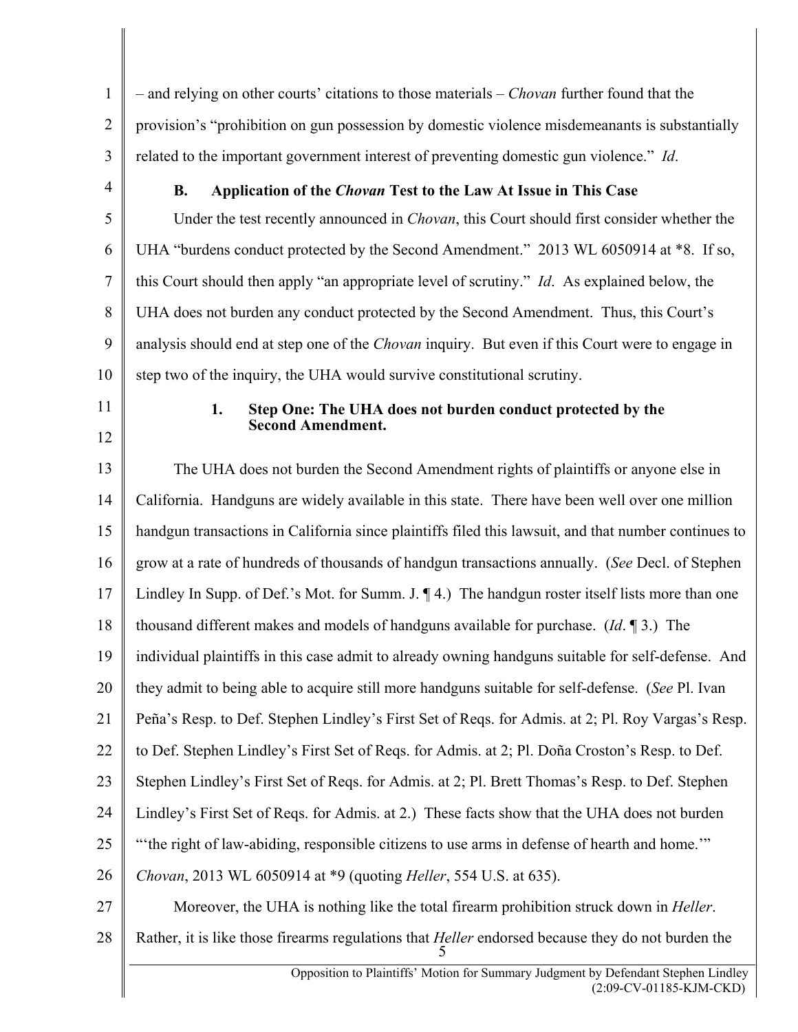– and relying on other courts' citations to those materials – *Chovan* further found that the provision's "prohibition on gun possession by domestic violence misdemeanants is substantially related to the important government interest of preventing domestic gun violence." *Id*.

### B. Application of the *Chovan* Test to the Law At Issue in This Case

Under the test recently announced in *Chovan*, this Court should first consider whether the UHA "burdens conduct protected by the Second Amendment." 2013 WL 6050914 at *8. If so, this Court should then apply "an appropriate level of scrutiny." *Id*. As explained below, the UHA does not burden any conduct protected by the Second Amendment. Thus, this Court's analysis should end at step one of the *Chovan* inquiry. But even if this Court were to engage in step two of the inquiry, the UHA would survive constitutional scrutiny.

#### 1. Step One: The UHA does not burden conduct protected by the Second Amendment.

The UHA does not burden the Second Amendment rights of plaintiffs or anyone else in California. Handguns are widely available in this state. There have been well over one million handgun transactions in California since plaintiffs filed this lawsuit, and that number continues to grow at a rate of hundreds of thousands of handgun transactions annually. (*See* Decl. of Stephen Lindley In Supp. of Def.'s Mot. for Summ. J. ¶ 4.) The handgun roster itself lists more than one thousand different makes and models of handguns available for purchase. (*Id*. ¶ 3.) The individual plaintiffs in this case admit to already owning handguns suitable for self-defense. And they admit to being able to acquire still more handguns suitable for self-defense. (*See* Pl. Ivan Peña's Resp. to Def. Stephen Lindley's First Set of Reqs. for Admis. at 2; Pl. Roy Vargas's Resp. to Def. Stephen Lindley's First Set of Reqs. for Admis. at 2; Pl. Doña Croston's Resp. to Def. Stephen Lindley's First Set of Reqs. for Admis. at 2; Pl. Brett Thomas's Resp. to Def. Stephen Lindley's First Set of Reqs. for Admis. at 2.) These facts show that the UHA does not burden "'the right of law-abiding, responsible citizens to use arms in defense of hearth and home.'" *Chovan*, 2013 WL 6050914 at *9 (quoting *Heller*, 554 U.S. at 635).

Moreover, the UHA is nothing like the total firearm prohibition struck down in *Heller*. Rather, it is like those firearms regulations that *Heller* endorsed because they do not burden the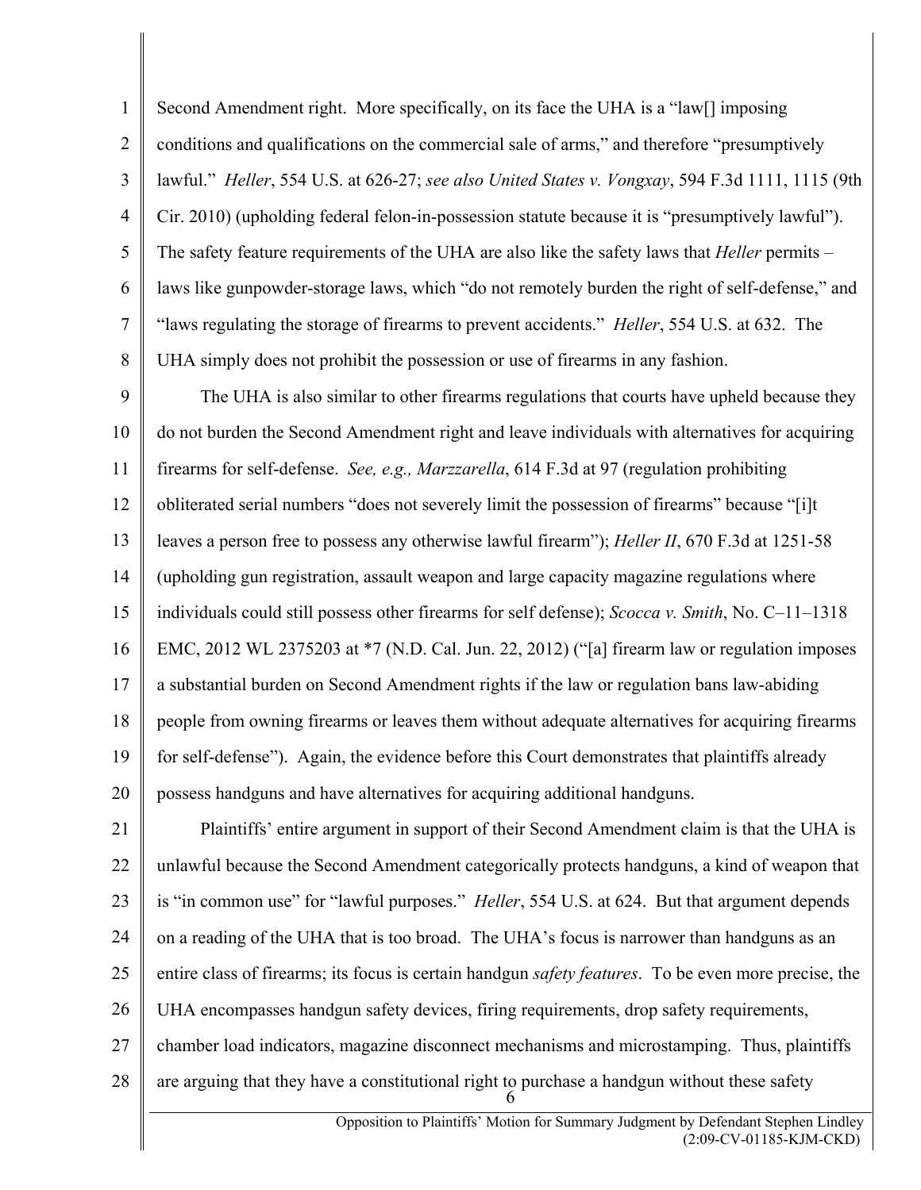Second Amendment right. More specifically, on its face the UHA is a "law[] imposing conditions and qualifications on the commercial sale of arms," and therefore "presumptively lawful." *Heller*, 554 U.S. at 626-27; *see also United States v. Vongxay*, 594 F.3d 1111, 1115 (9th Cir. 2010) (upholding federal felon-in-possession statute because it is "presumptively lawful"). The safety feature requirements of the UHA are also like the safety laws that *Heller* permits – laws like gunpowder-storage laws, which "do not remotely burden the right of self-defense," and "laws regulating the storage of firearms to prevent accidents." *Heller*, 554 U.S. at 632. The UHA simply does not prohibit the possession or use of firearms in any fashion.

The UHA is also similar to other firearms regulations that courts have upheld because they do not burden the Second Amendment right and leave individuals with alternatives for acquiring firearms for self-defense. *See, e.g., Marzzarella*, 614 F.3d at 97 (regulation prohibiting obliterated serial numbers "does not severely limit the possession of firearms" because "[i]t leaves a person free to possess any otherwise lawful firearm"); *Heller II*, 670 F.3d at 1251-58 (upholding gun registration, assault weapon and large capacity magazine regulations where individuals could still possess other firearms for self defense); *Scocca v. Smith*, No. C–11–1318 EMC, 2012 WL 2375203 at *7 (N.D. Cal. Jun. 22, 2012) ("[a] firearm law or regulation imposes a substantial burden on Second Amendment rights if the law or regulation bans law-abiding people from owning firearms or leaves them without adequate alternatives for acquiring firearms for self-defense"). Again, the evidence before this Court demonstrates that plaintiffs already possess handguns and have alternatives for acquiring additional handguns.

Plaintiffs' entire argument in support of their Second Amendment claim is that the UHA is unlawful because the Second Amendment categorically protects handguns, a kind of weapon that is "in common use" for "lawful purposes." *Heller*, 554 U.S. at 624. But that argument depends on a reading of the UHA that is too broad. The UHA's focus is narrower than handguns as an entire class of firearms; its focus is certain handgun *safety features*. To be even more precise, the UHA encompasses handgun safety devices, firing requirements, drop safety requirements, chamber load indicators, magazine disconnect mechanisms and microstamping. Thus, plaintiffs are arguing that they have a constitutional right to purchase a handgun without these safety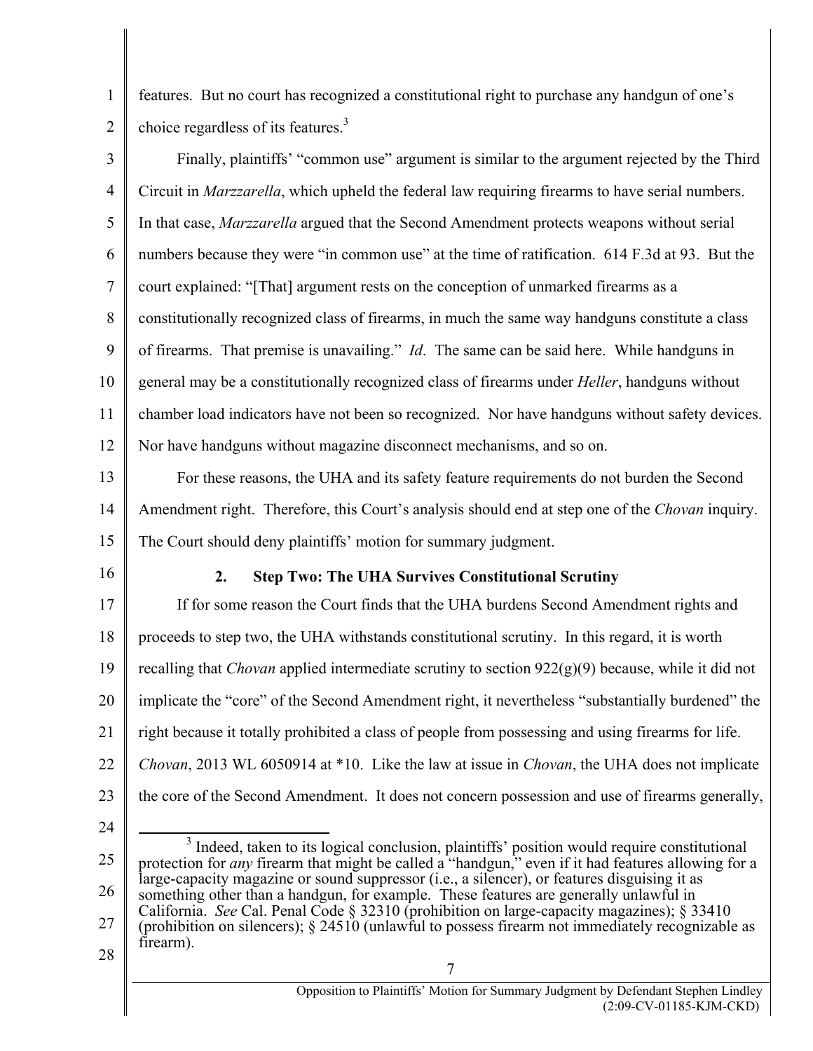features. But no court has recognized a constitutional right to purchase any handgun of one's choice regardless of its features.[3]

Finally, plaintiffs' "common use" argument is similar to the argument rejected by the Third Circuit in *Marzzarella*, which upheld the federal law requiring firearms to have serial numbers. In that case, *Marzzarella* argued that the Second Amendment protects weapons without serial numbers because they were "in common use" at the time of ratification. 614 F.3d at 93. But the court explained: "[That] argument rests on the conception of unmarked firearms as a constitutionally recognized class of firearms, in much the same way handguns constitute a class of firearms. That premise is unavailing." *Id*. The same can be said here. While handguns in general may be a constitutionally recognized class of firearms under *Heller*, handguns without chamber load indicators have not been so recognized. Nor have handguns without safety devices. Nor have handguns without magazine disconnect mechanisms, and so on.

For these reasons, the UHA and its safety feature requirements do not burden the Second Amendment right. Therefore, this Court's analysis should end at step one of the *Chovan* inquiry. The Court should deny plaintiffs' motion for summary judgment.

### 2. Step Two: The UHA Survives Constitutional Scrutiny

If for some reason the Court finds that the UHA burdens Second Amendment rights and proceeds to step two, the UHA withstands constitutional scrutiny. In this regard, it is worth recalling that *Chovan* applied intermediate scrutiny to section 922(g)(9) because, while it did not implicate the "core" of the Second Amendment right, it nevertheless "substantially burdened" the right because it totally prohibited a class of people from possessing and using firearms for life. *Chovan*, 2013 WL 6050914 at *10. Like the law at issue in *Chovan*, the UHA does not implicate the core of the Second Amendment. It does not concern possession and use of firearms generally,

---

[3] Indeed, taken to its logical conclusion, plaintiffs' position would require constitutional protection for *any* firearm that might be called a "handgun," even if it had features allowing for a large-capacity magazine or sound suppressor (i.e., a silencer), or features disguising it as something other than a handgun, for example. These features are generally unlawful in California. *See* Cal. Penal Code § 32310 (prohibition on large-capacity magazines); § 33410 (prohibition on silencers); § 24510 (unlawful to possess firearm not immediately recognizable as firearm).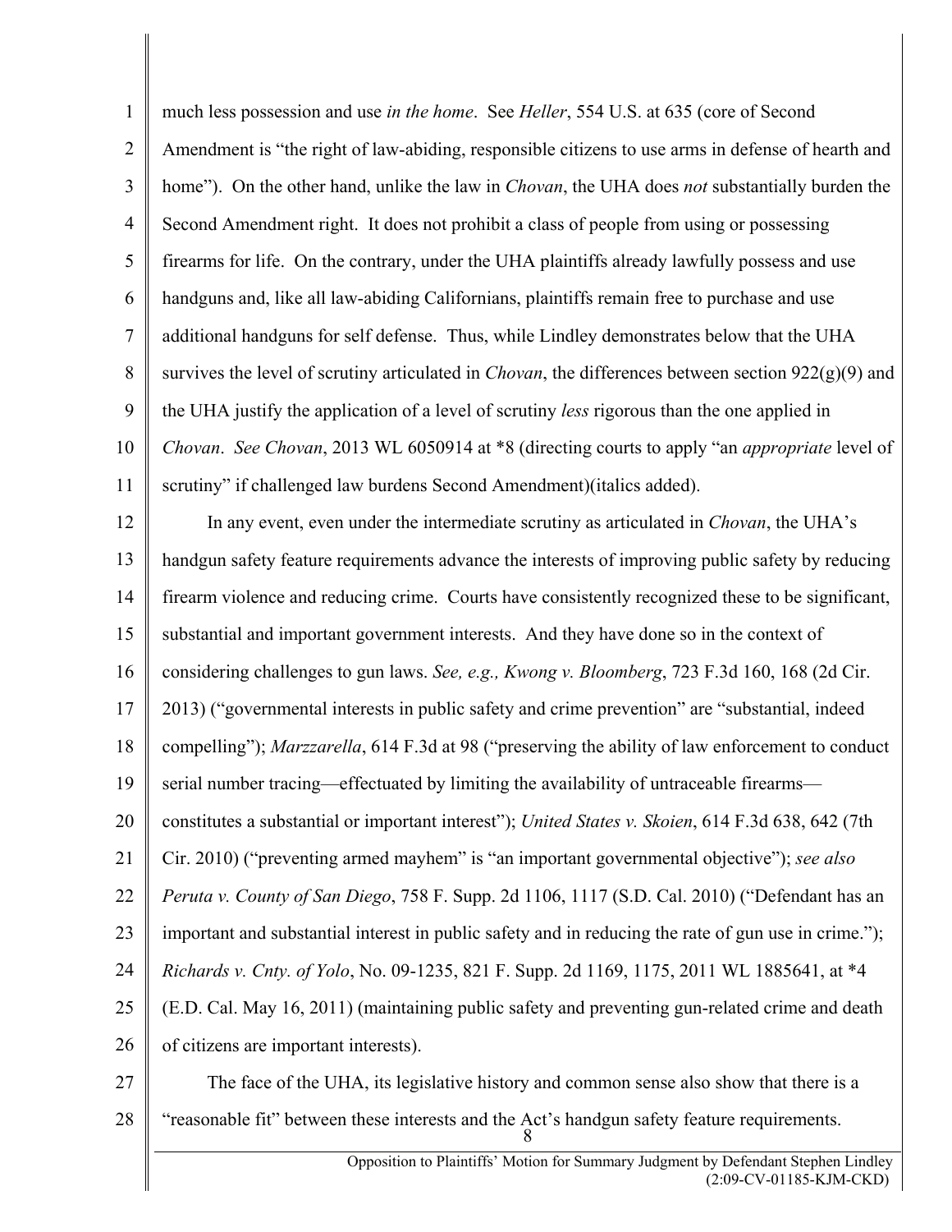much less possession and use *in the home*. See *Heller*, 554 U.S. at 635 (core of Second Amendment is "the right of law-abiding, responsible citizens to use arms in defense of hearth and home"). On the other hand, unlike the law in *Chovan*, the UHA does *not* substantially burden the Second Amendment right. It does not prohibit a class of people from using or possessing firearms for life. On the contrary, under the UHA plaintiffs already lawfully possess and use handguns and, like all law-abiding Californians, plaintiffs remain free to purchase and use additional handguns for self defense. Thus, while Lindley demonstrates below that the UHA survives the level of scrutiny articulated in *Chovan*, the differences between section 922(g)(9) and the UHA justify the application of a level of scrutiny *less* rigorous than the one applied in *Chovan*. *See Chovan*, 2013 WL 6050914 at *8 (directing courts to apply "an *appropriate* level of scrutiny" if challenged law burdens Second Amendment)(italics added).

In any event, even under the intermediate scrutiny as articulated in *Chovan*, the UHA's handgun safety feature requirements advance the interests of improving public safety by reducing firearm violence and reducing crime. Courts have consistently recognized these to be significant, substantial and important government interests. And they have done so in the context of considering challenges to gun laws. *See, e.g., Kwong v. Bloomberg*, 723 F.3d 160, 168 (2d Cir. 2013) ("governmental interests in public safety and crime prevention" are "substantial, indeed compelling"); *Marzzarella*, 614 F.3d at 98 ("preserving the ability of law enforcement to conduct serial number tracing—effectuated by limiting the availability of untraceable firearms—constitutes a substantial or important interest"); *United States v. Skoien*, 614 F.3d 638, 642 (7th Cir. 2010) ("preventing armed mayhem" is "an important governmental objective"); *see also Peruta v. County of San Diego*, 758 F. Supp. 2d 1106, 1117 (S.D. Cal. 2010) ("Defendant has an important and substantial interest in public safety and in reducing the rate of gun use in crime."); *Richards v. Cnty. of Yolo*, No. 09-1235, 821 F. Supp. 2d 1169, 1175, 2011 WL 1885641, at *4 (E.D. Cal. May 16, 2011) (maintaining public safety and preventing gun-related crime and death of citizens are important interests).

The face of the UHA, its legislative history and common sense also show that there is a "reasonable fit" between these interests and the Act's handgun safety feature requirements.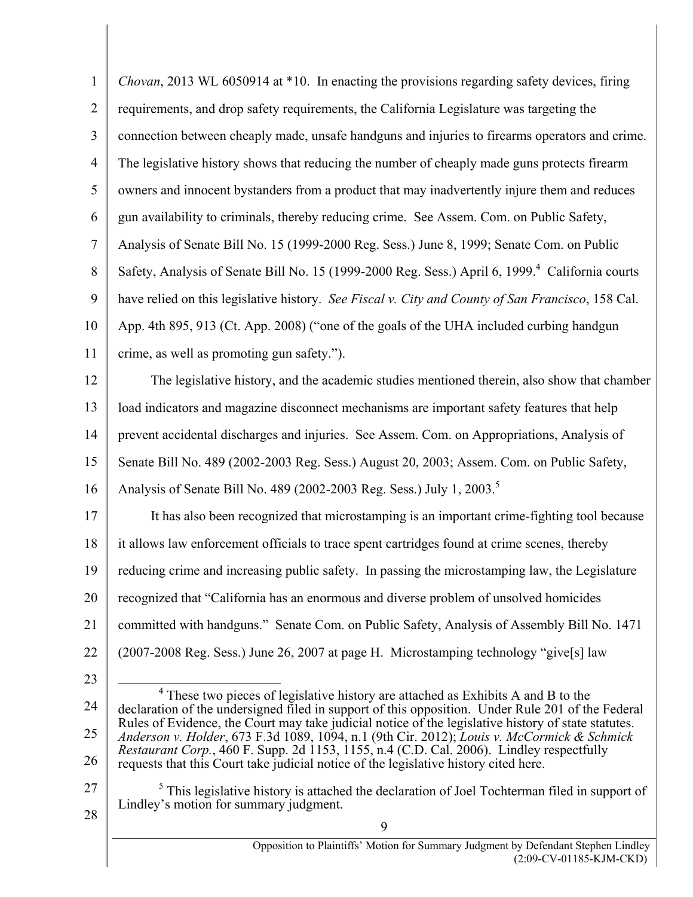*Chovan*, 2013 WL 6050914 at *10. In enacting the provisions regarding safety devices, firing requirements, and drop safety requirements, the California Legislature was targeting the connection between cheaply made, unsafe handguns and injuries to firearms operators and crime. The legislative history shows that reducing the number of cheaply made guns protects firearm owners and innocent bystanders from a product that may inadvertently injure them and reduces gun availability to criminals, thereby reducing crime. See Assem. Com. on Public Safety, Analysis of Senate Bill No. 15 (1999-2000 Reg. Sess.) June 8, 1999; Senate Com. on Public Safety, Analysis of Senate Bill No. 15 (1999-2000 Reg. Sess.) April 6, 1999.[4] California courts have relied on this legislative history. *See Fiscal v. City and County of San Francisco*, 158 Cal. App. 4th 895, 913 (Ct. App. 2008) ("one of the goals of the UHA included curbing handgun crime, as well as promoting gun safety.").

The legislative history, and the academic studies mentioned therein, also show that chamber load indicators and magazine disconnect mechanisms are important safety features that help prevent accidental discharges and injuries. See Assem. Com. on Appropriations, Analysis of Senate Bill No. 489 (2002-2003 Reg. Sess.) August 20, 2003; Assem. Com. on Public Safety, Analysis of Senate Bill No. 489 (2002-2003 Reg. Sess.) July 1, 2003.[5]

It has also been recognized that microstamping is an important crime-fighting tool because it allows law enforcement officials to trace spent cartridges found at crime scenes, thereby reducing crime and increasing public safety. In passing the microstamping law, the Legislature recognized that "California has an enormous and diverse problem of unsolved homicides committed with handguns." Senate Com. on Public Safety, Analysis of Assembly Bill No. 1471 (2007-2008 Reg. Sess.) June 26, 2007 at page H. Microstamping technology "give[s] law

---

[4] These two pieces of legislative history are attached as Exhibits A and B to the declaration of the undersigned filed in support of this opposition. Under Rule 201 of the Federal Rules of Evidence, the Court may take judicial notice of the legislative history of state statutes. *Anderson v. Holder*, 673 F.3d 1089, 1094, n.1 (9th Cir. 2012); *Louis v. McCormick & Schmick Restaurant Corp.*, 460 F. Supp. 2d 1153, 1155, n.4 (C.D. Cal. 2006). Lindley respectfully requests that this Court take judicial notice of the legislative history cited here.

[5] This legislative history is attached the declaration of Joel Tochterman filed in support of Lindley's motion for summary judgment.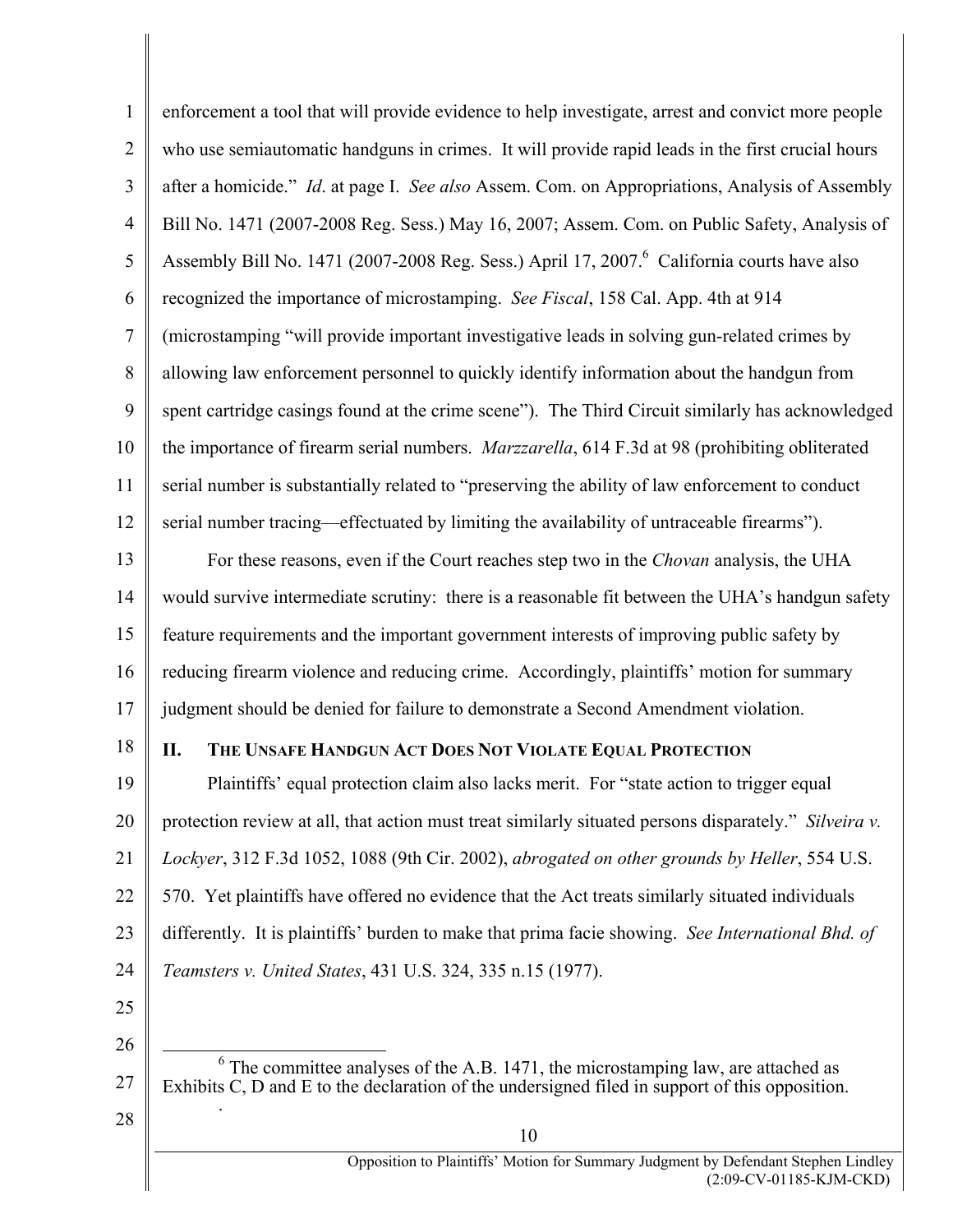enforcement a tool that will provide evidence to help investigate, arrest and convict more people who use semiautomatic handguns in crimes. It will provide rapid leads in the first crucial hours after a homicide." *Id*. at page I. *See also* Assem. Com. on Appropriations, Analysis of Assembly Bill No. 1471 (2007-2008 Reg. Sess.) May 16, 2007; Assem. Com. on Public Safety, Analysis of Assembly Bill No. 1471 (2007-2008 Reg. Sess.) April 17, 2007.[6] California courts have also recognized the importance of microstamping. *See Fiscal*, 158 Cal. App. 4th at 914 (microstamping "will provide important investigative leads in solving gun-related crimes by allowing law enforcement personnel to quickly identify information about the handgun from spent cartridge casings found at the crime scene"). The Third Circuit similarly has acknowledged the importance of firearm serial numbers. *Marzzarella*, 614 F.3d at 98 (prohibiting obliterated serial number is substantially related to "preserving the ability of law enforcement to conduct serial number tracing—effectuated by limiting the availability of untraceable firearms").

For these reasons, even if the Court reaches step two in the *Chovan* analysis, the UHA would survive intermediate scrutiny: there is a reasonable fit between the UHA's handgun safety feature requirements and the important government interests of improving public safety by reducing firearm violence and reducing crime. Accordingly, plaintiffs' motion for summary judgment should be denied for failure to demonstrate a Second Amendment violation.

## II. THE UNSAFE HANDGUN ACT DOES NOT VIOLATE EQUAL PROTECTION

Plaintiffs' equal protection claim also lacks merit. For "state action to trigger equal protection review at all, that action must treat similarly situated persons disparately." *Silveira v. Lockyer*, 312 F.3d 1052, 1088 (9th Cir. 2002), *abrogated on other grounds by Heller*, 554 U.S. 570. Yet plaintiffs have offered no evidence that the Act treats similarly situated individuals differently. It is plaintiffs' burden to make that prima facie showing. *See International Bhd. of Teamsters v. United States*, 431 U.S. 324, 335 n.15 (1977).

---

[6] The committee analyses of the A.B. 1471, the microstamping law, are attached as Exhibits C, D and E to the declaration of the undersigned filed in support of this opposition.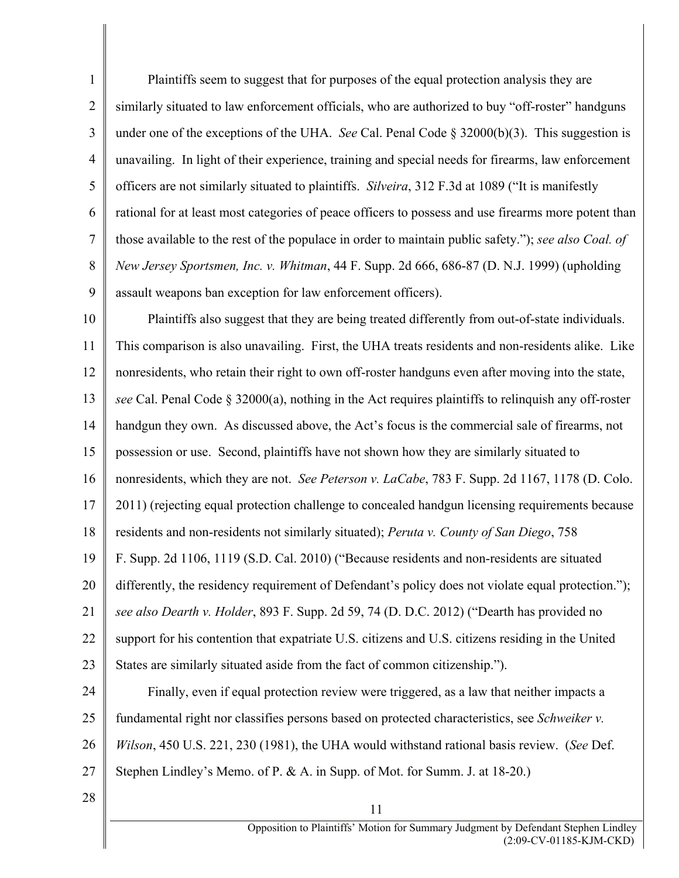Plaintiffs seem to suggest that for purposes of the equal protection analysis they are similarly situated to law enforcement officials, who are authorized to buy "off-roster" handguns under one of the exceptions of the UHA. *See* Cal. Penal Code § 32000(b)(3). This suggestion is unavailing. In light of their experience, training and special needs for firearms, law enforcement officers are not similarly situated to plaintiffs. *Silveira*, 312 F.3d at 1089 ("It is manifestly rational for at least most categories of peace officers to possess and use firearms more potent than those available to the rest of the populace in order to maintain public safety."); *see also Coal. of New Jersey Sportsmen, Inc. v. Whitman*, 44 F. Supp. 2d 666, 686-87 (D. N.J. 1999) (upholding assault weapons ban exception for law enforcement officers).

Plaintiffs also suggest that they are being treated differently from out-of-state individuals. This comparison is also unavailing. First, the UHA treats residents and non-residents alike. Like nonresidents, who retain their right to own off-roster handguns even after moving into the state, *see* Cal. Penal Code § 32000(a), nothing in the Act requires plaintiffs to relinquish any off-roster handgun they own. As discussed above, the Act's focus is the commercial sale of firearms, not possession or use. Second, plaintiffs have not shown how they are similarly situated to nonresidents, which they are not. *See Peterson v. LaCabe*, 783 F. Supp. 2d 1167, 1178 (D. Colo. 2011) (rejecting equal protection challenge to concealed handgun licensing requirements because residents and non-residents not similarly situated); *Peruta v. County of San Diego*, 758 F. Supp. 2d 1106, 1119 (S.D. Cal. 2010) ("Because residents and non-residents are situated differently, the residency requirement of Defendant's policy does not violate equal protection."); *see also Dearth v. Holder*, 893 F. Supp. 2d 59, 74 (D. D.C. 2012) ("Dearth has provided no support for his contention that expatriate U.S. citizens and U.S. citizens residing in the United States are similarly situated aside from the fact of common citizenship.").

Finally, even if equal protection review were triggered, as a law that neither impacts a fundamental right nor classifies persons based on protected characteristics, see *Schweiker v. Wilson*, 450 U.S. 221, 230 (1981), the UHA would withstand rational basis review. (*See* Def. Stephen Lindley's Memo. of P. & A. in Supp. of Mot. for Summ. J. at 18-20.)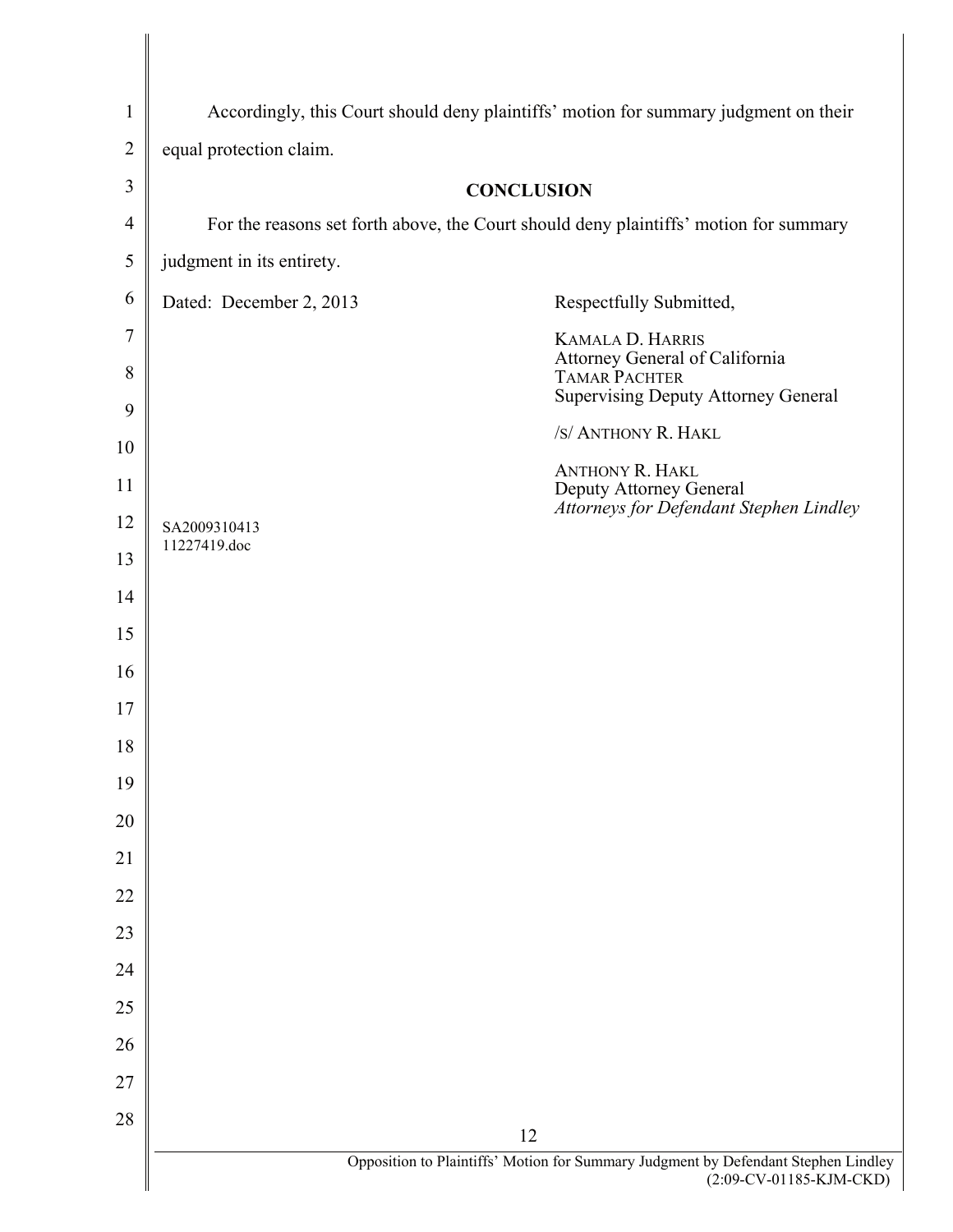Accordingly, this Court should deny plaintiffs' motion for summary judgment on their equal protection claim.

## CONCLUSION

For the reasons set forth above, the Court should deny plaintiffs' motion for summary judgment in its entirety.

Dated: December 2, 2013

Respectfully Submitted,

KAMALA D. HARRIS
Attorney General of California
TAMAR PACHTER
Supervising Deputy Attorney General

/S/ ANTHONY R. HAKL

ANTHONY R. HAKL
Deputy Attorney General
*Attorneys for Defendant Stephen Lindley*

SA2009310413
11227419.doc